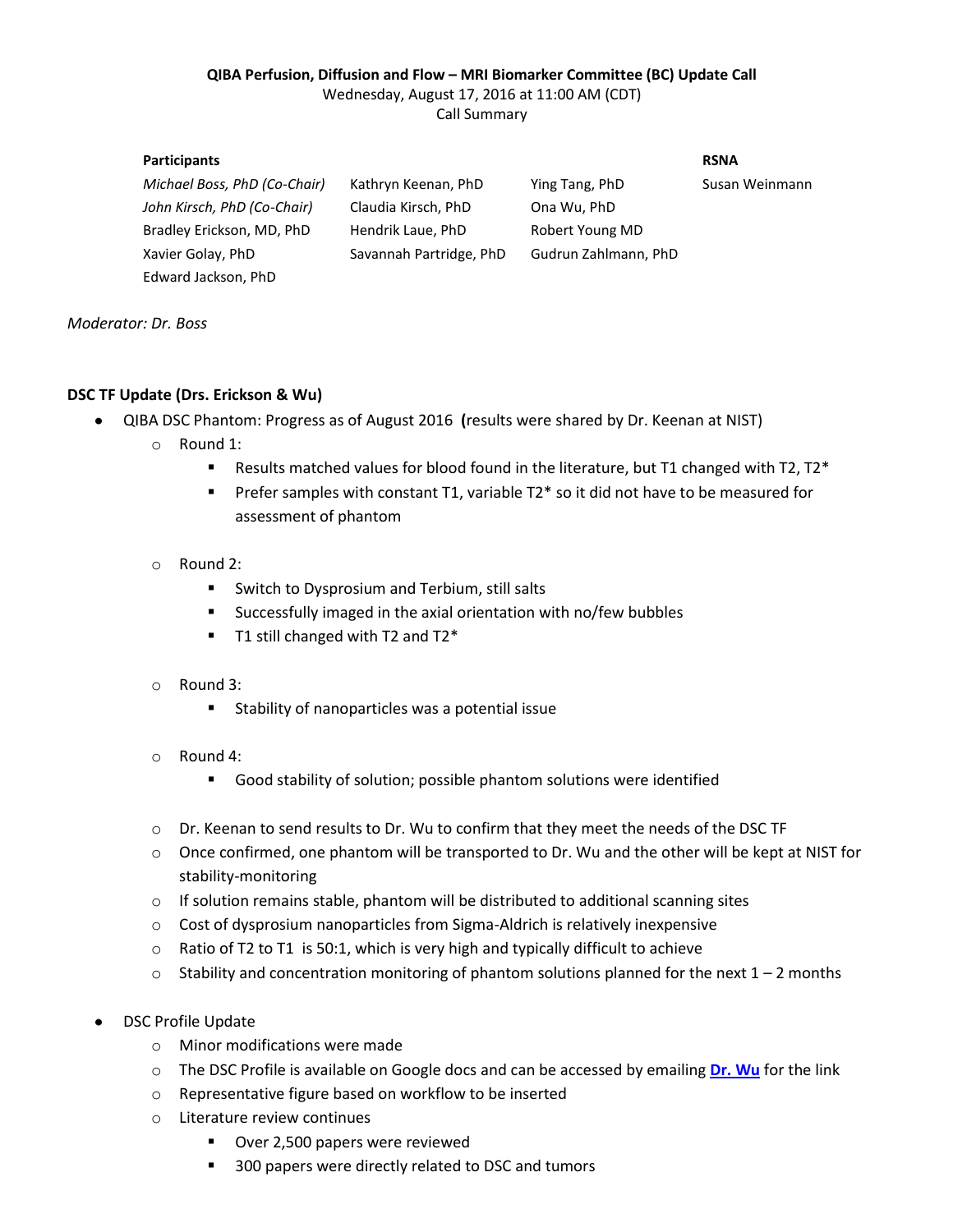**QIBA Perfusion, Diffusion and Flow – MRI Biomarker Committee (BC) Update Call**

Wednesday, August 17, 2016 at 11:00 AM (CDT)

Call Summary

| Participants | | | RSNA |
|---|---|---|---|
| *Michael Boss, PhD (Co-Chair)* | Kathryn Keenan, PhD | Ying Tang, PhD | Susan Weinmann |
| *John Kirsch, PhD (Co-Chair)* | Claudia Kirsch, PhD | Ona Wu, PhD | |
| Bradley Erickson, MD, PhD | Hendrik Laue, PhD | Robert Young MD | |
| Xavier Golay, PhD | Savannah Partridge, PhD | Gudrun Zahlmann, PhD | |
| Edward Jackson, PhD | | | |

*Moderator: Dr. Boss*

**DSC TF Update (Drs. Erickson & Wu)**

- QIBA DSC Phantom: Progress as of August 2016 **(**results were shared by Dr. Keenan at NIST)
  - Round 1:
    - Results matched values for blood found in the literature, but T1 changed with T2, T2*
    - Prefer samples with constant T1, variable T2* so it did not have to be measured for assessment of phantom
  - Round 2:
    - Switch to Dysprosium and Terbium, still salts
    - Successfully imaged in the axial orientation with no/few bubbles
    - T1 still changed with T2 and T2*
  - Round 3:
    - Stability of nanoparticles was a potential issue
  - Round 4:
    - Good stability of solution; possible phantom solutions were identified
  - Dr. Keenan to send results to Dr. Wu to confirm that they meet the needs of the DSC TF
  - Once confirmed, one phantom will be transported to Dr. Wu and the other will be kept at NIST for stability-monitoring
  - If solution remains stable, phantom will be distributed to additional scanning sites
  - Cost of dysprosium nanoparticles from Sigma-Aldrich is relatively inexpensive
  - Ratio of T2 to T1 is 50:1, which is very high and typically difficult to achieve
  - Stability and concentration monitoring of phantom solutions planned for the next 1 – 2 months
- DSC Profile Update
  - Minor modifications were made
  - The DSC Profile is available on Google docs and can be accessed by emailing **Dr. Wu** for the link
  - Representative figure based on workflow to be inserted
  - Literature review continues
    - Over 2,500 papers were reviewed
    - 300 papers were directly related to DSC and tumors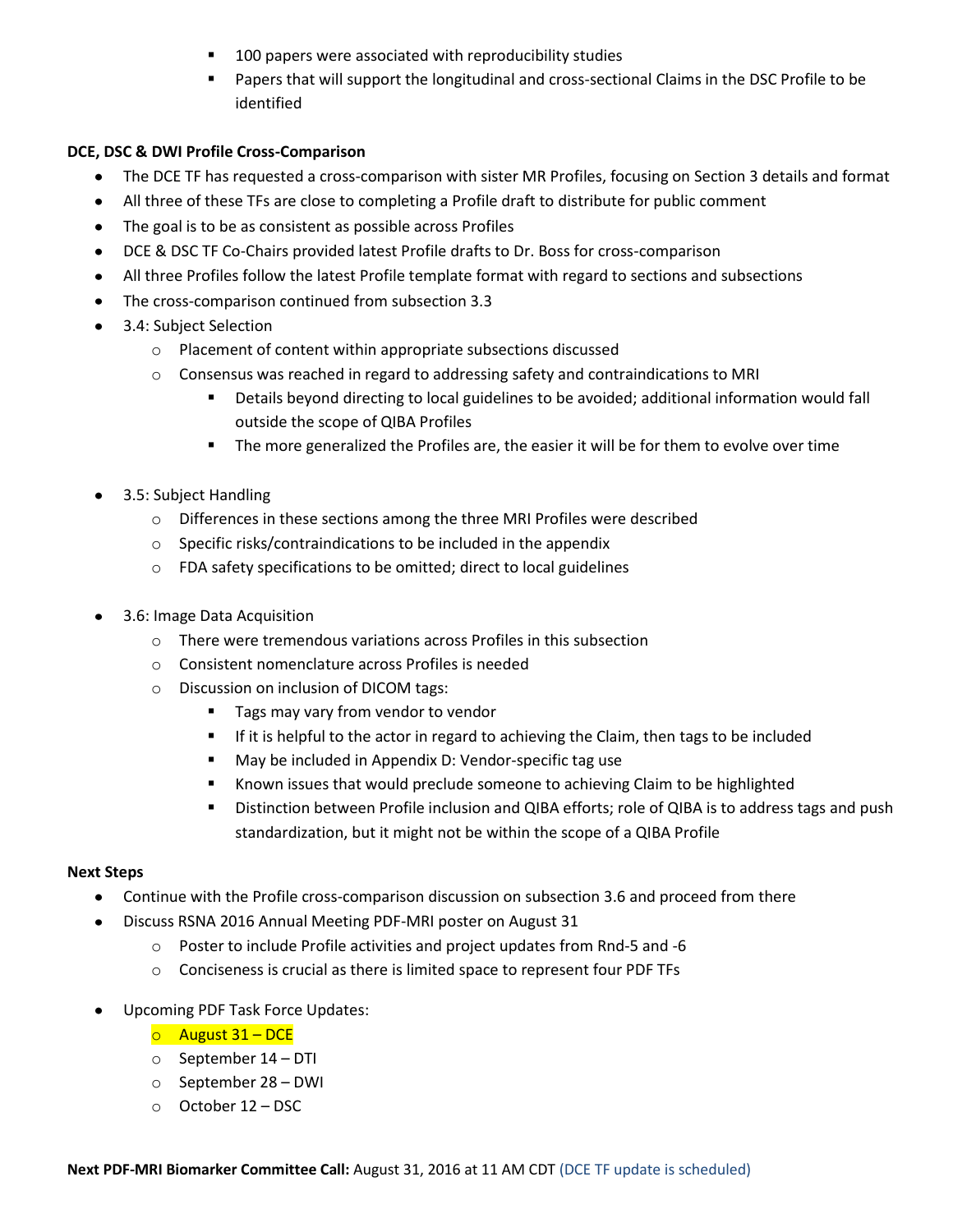- 100 papers were associated with reproducibility studies
        - Papers that will support the longitudinal and cross-sectional Claims in the DSC Profile to be identified

**DCE, DSC & DWI Profile Cross-Comparison**

- The DCE TF has requested a cross-comparison with sister MR Profiles, focusing on Section 3 details and format
- All three of these TFs are close to completing a Profile draft to distribute for public comment
- The goal is to be as consistent as possible across Profiles
- DCE & DSC TF Co-Chairs provided latest Profile drafts to Dr. Boss for cross-comparison
- All three Profiles follow the latest Profile template format with regard to sections and subsections
- The cross-comparison continued from subsection 3.3
- 3.4: Subject Selection
    - Placement of content within appropriate subsections discussed
    - Consensus was reached in regard to addressing safety and contraindications to MRI
        - Details beyond directing to local guidelines to be avoided; additional information would fall outside the scope of QIBA Profiles
        - The more generalized the Profiles are, the easier it will be for them to evolve over time
- 3.5: Subject Handling
    - Differences in these sections among the three MRI Profiles were described
    - Specific risks/contraindications to be included in the appendix
    - FDA safety specifications to be omitted; direct to local guidelines
- 3.6: Image Data Acquisition
    - There were tremendous variations across Profiles in this subsection
    - Consistent nomenclature across Profiles is needed
    - Discussion on inclusion of DICOM tags:
        - Tags may vary from vendor to vendor
        - If it is helpful to the actor in regard to achieving the Claim, then tags to be included
        - May be included in Appendix D: Vendor-specific tag use
        - Known issues that would preclude someone to achieving Claim to be highlighted
        - Distinction between Profile inclusion and QIBA efforts; role of QIBA is to address tags and push standardization, but it might not be within the scope of a QIBA Profile

**Next Steps**

- Continue with the Profile cross-comparison discussion on subsection 3.6 and proceed from there
- Discuss RSNA 2016 Annual Meeting PDF-MRI poster on August 31
    - Poster to include Profile activities and project updates from Rnd-5 and -6
    - Conciseness is crucial as there is limited space to represent four PDF TFs
- Upcoming PDF Task Force Updates:
    - August 31 – DCE
    - September 14 – DTI
    - September 28 – DWI
    - October 12 – DSC

**Next PDF-MRI Biomarker Committee Call:** August 31, 2016 at 11 AM CDT (DCE TF update is scheduled)